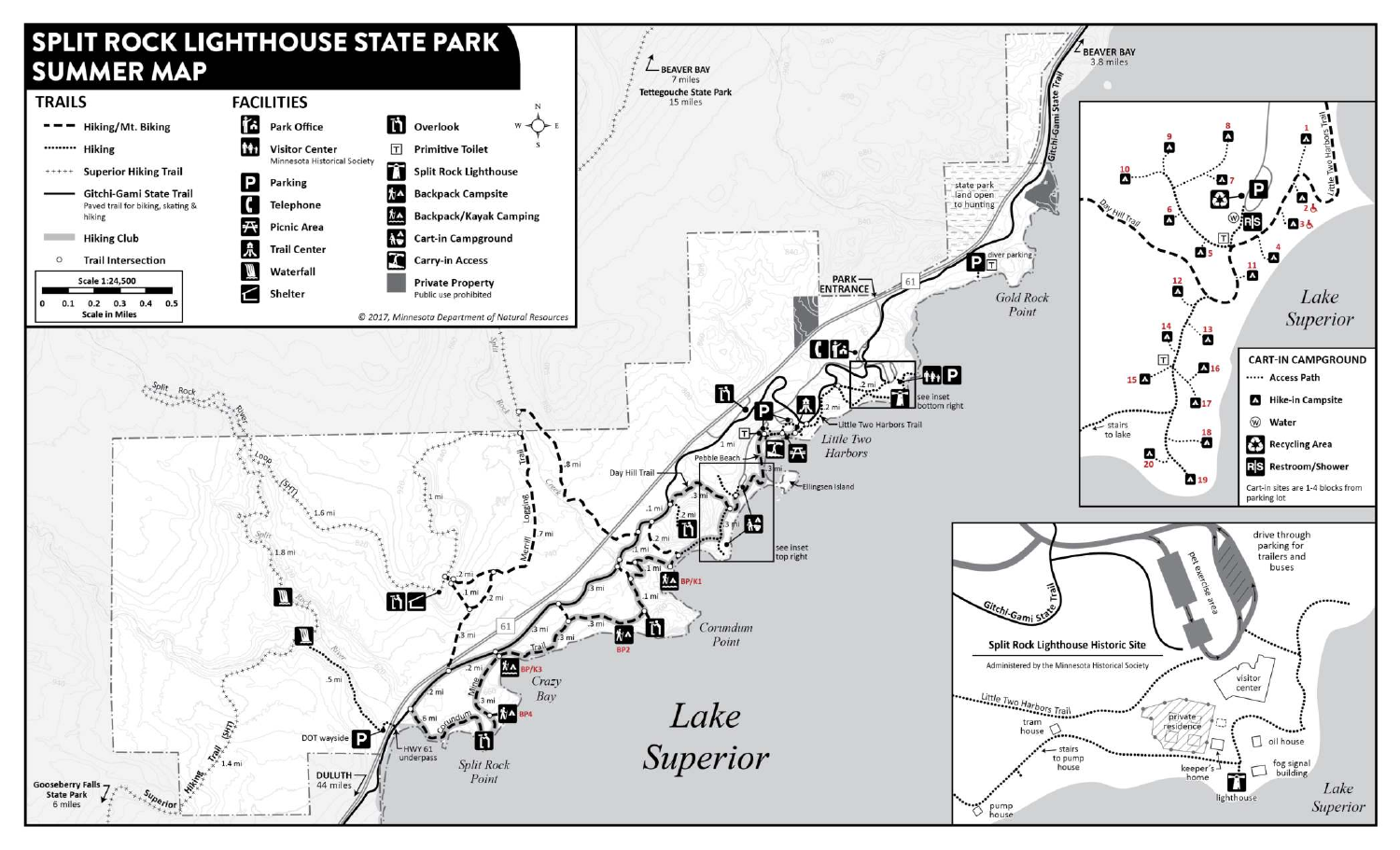# SPLIT ROCK LIGHTHOUSE STATE PARK SUMMER MAP

## TRAILS

- Hiking/Mt. Biking
- Hiking
- Superior Hiking Trail
- Gitchi-Gami State Trail
  Paved trail for biking, skating & hiking
- Hiking Club
- Trail Intersection

Scale 1:24,500

0 0.1 0.2 0.3 0.4 0.5

Scale in Miles

## FACILITIES

- Park Office
- Visitor Center
  Minnesota Historical Society
- Parking
- Telephone
- Picnic Area
- Trail Center
- Waterfall
- Shelter
- Overlook
- Primitive Toilet
- Split Rock Lighthouse
- Backpack Campsite
- Backpack/Kayak Camping
- Cart-in Campground
- Carry-in Access
- Private Property
  Public use prohibited

© 2017, Minnesota Department of Natural Resources

BEAVER BAY 7 miles

Tettegouche State Park 15 miles

BEAVER BAY 3.8 miles

Gitchi-Gami State Trail

state park land open to hunting

diver parking

Gold Rock Point

PARK ENTRANCE

61

see inset bottom right

Little Two Harbors Trail

Little Two Harbors

Pebble Beach

Day Hill Trail

Ellingsen Island

see inset top right

BP/K1

BP2

Corundum Point

BP/K3

Crazy Bay

BP4

Split Rock Point

Lake Superior

Split Rock River Loop (SHT)

Merrill Logging Trail

Split Rock Creek

DOT wayside

HWY 61 underpass

DULUTH 44 miles

Gooseberry Falls State Park 6 miles

Superior Hiking Trail (SHT)

## CART-IN CAMPGROUND

- Access Path
- Hike-in Campsite
- Water
- Recycling Area
- Restroom/Shower

Cart-in sites are 1-4 blocks from parking lot

Day Hill Trail

Little Two Harbors Trail

stairs to lake

Lake Superior

## Split Rock Lighthouse Historic Site

Administered by the Minnesota Historical Society

drive through parking for trailers and buses

pet exercise area

Gitchi-Gami State Trail

Little Two Harbors Trail

visitor center

tram house

stairs to pump house

private residence

keeper's home

oil house

fog signal building

lighthouse

pump house

Lake Superior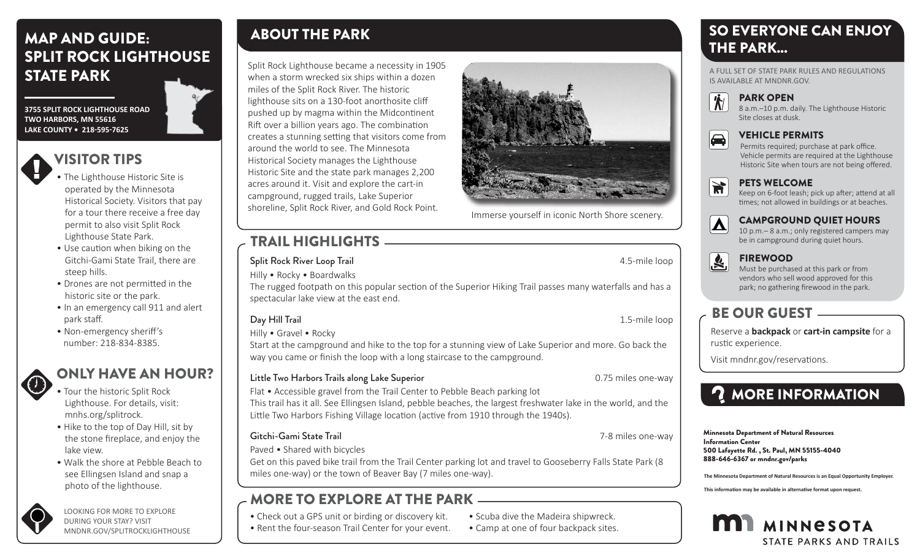# MAP AND GUIDE: SPLIT ROCK LIGHTHOUSE STATE PARK

**3755 SPLIT ROCK LIGHTHOUSE ROAD**
**TWO HARBORS, MN 55616**
**LAKE COUNTY • 218-595-7625**

## VISITOR TIPS

- The Lighthouse Historic Site is operated by the Minnesota Historical Society. Visitors that pay for a tour there receive a free day permit to also visit Split Rock Lighthouse State Park.
- Use caution when biking on the Gitchi-Gami State Trail, there are steep hills.
- Drones are not permitted in the historic site or the park.
- In an emergency call 911 and alert park staff.
- Non-emergency sheriff's number: 218-834-8385.

## ONLY HAVE AN HOUR?

- Tour the historic Split Rock Lighthouse. For details, visit: mnhs.org/splitrock.
- Hike to the top of Day Hill, sit by the stone fireplace, and enjoy the lake view.
- Walk the shore at Pebble Beach to see Ellingsen Island and snap a photo of the lighthouse.

LOOKING FOR MORE TO EXPLORE DURING YOUR STAY? VISIT MNDNR.GOV/SPLITROCKLIGHTHOUSE

## ABOUT THE PARK

Split Rock Lighthouse became a necessity in 1905 when a storm wrecked six ships within a dozen miles of the Split Rock River. The historic lighthouse sits on a 130-foot anorthosite cliff pushed up by magma within the Midcontinent Rift over a billion years ago. The combination creates a stunning setting that visitors come from around the world to see. The Minnesota Historical Society manages the Lighthouse Historic Site and the state park manages 2,200 acres around it. Visit and explore the cart-in campground, rugged trails, Lake Superior shoreline, Split Rock River, and Gold Rock Point.

Immerse yourself in iconic North Shore scenery.

## TRAIL HIGHLIGHTS

**Split Rock River Loop Trail** — 4.5-mile loop

Hilly • Rocky • Boardwalks

The rugged footpath on this popular section of the Superior Hiking Trail passes many waterfalls and has a spectacular lake view at the east end.

**Day Hill Trail** — 1.5-mile loop

Hilly • Gravel • Rocky

Start at the campground and hike to the top for a stunning view of Lake Superior and more. Go back the way you came or finish the loop with a long staircase to the campground.

**Little Two Harbors Trails along Lake Superior** — 0.75 miles one-way

Flat • Accessible gravel from the Trail Center to Pebble Beach parking lot

This trail has it all. See Ellingsen Island, pebble beaches, the largest freshwater lake in the world, and the Little Two Harbors Fishing Village location (active from 1910 through the 1940s).

**Gitchi-Gami State Trail** — 7-8 miles one-way

Paved • Shared with bicycles

Get on this paved bike trail from the Trail Center parking lot and travel to Gooseberry Falls State Park (8 miles one-way) or the town of Beaver Bay (7 miles one-way).

## MORE TO EXPLORE AT THE PARK

- Check out a GPS unit or birding or discovery kit.
- Rent the four-season Trail Center for your event.
- Scuba dive the Madeira shipwreck.
- Camp at one of four backpack sites.

## SO EVERYONE CAN ENJOY THE PARK...

A FULL SET OF STATE PARK RULES AND REGULATIONS IS AVAILABLE AT MNDNR.GOV.

### PARK OPEN
8 a.m.–10 p.m. daily. The Lighthouse Historic Site closes at dusk.

### VEHICLE PERMITS
Permits required; purchase at park office. Vehicle permits are required at the Lighthouse Historic Site when tours are not being offered.

### PETS WELCOME
Keep on 6-foot leash; pick up after; attend at all times; not allowed in buildings or at beaches.

### CAMPGROUND QUIET HOURS
10 p.m.– 8 a.m.; only registered campers may be in campground during quiet hours.

### FIREWOOD
Must be purchased at this park or from vendors who sell wood approved for this park; no gathering firewood in the park.

## BE OUR GUEST

Reserve a **backpack** or **cart-in campsite** for a rustic experience.

Visit mndnr.gov/reservations.

## MORE INFORMATION

**Minnesota Department of Natural Resources**
**Information Center**
**500 Lafayette Rd. , St. Paul, MN 55155-4040**
**888-646-6367 or mndnr.gov/parks**

The Minnesota Department of Natural Resources is an Equal Opportunity Employer.

This information may be available in alternative format upon request.

MINNESOTA STATE PARKS AND TRAILS